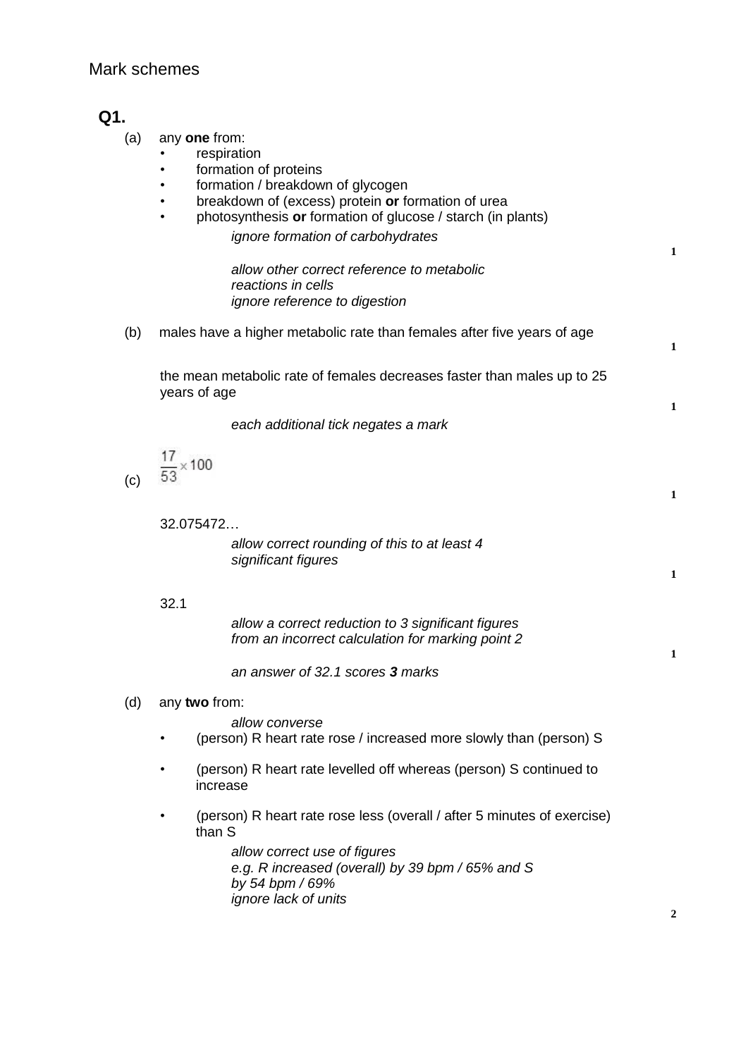# Mark schemes

## Q1.

(a) any **one** from:

- respiration
- formation of proteins
- formation / breakdown of glycogen
- breakdown of (excess) protein **or** formation of urea
- photosynthesis **or** formation of glucose / starch (in plants)

*ignore formation of carbohydrates*

*allow other correct reference to metabolic reactions in cells*
*ignore reference to digestion*

**1**

(b) males have a higher metabolic rate than females after five years of age

**1**

the mean metabolic rate of females decreases faster than males up to 25 years of age

**1**

*each additional tick negates a mark*

(c) $\frac{17}{53} \times 100$

**1**

32.075472…

*allow correct rounding of this to at least 4 significant figures*

**1**

32.1

*allow a correct reduction to 3 significant figures from an incorrect calculation for marking point 2*

**1**

*an answer of 32.1 scores **3** marks*

(d) any **two** from:

*allow converse*

- (person) R heart rate rose / increased more slowly than (person) S
- (person) R heart rate levelled off whereas (person) S continued to increase
- (person) R heart rate rose less (overall / after 5 minutes of exercise) than S

*allow correct use of figures*
*e.g. R increased (overall) by 39 bpm / 65% and S by 54 bpm / 69%*
*ignore lack of units*

**2**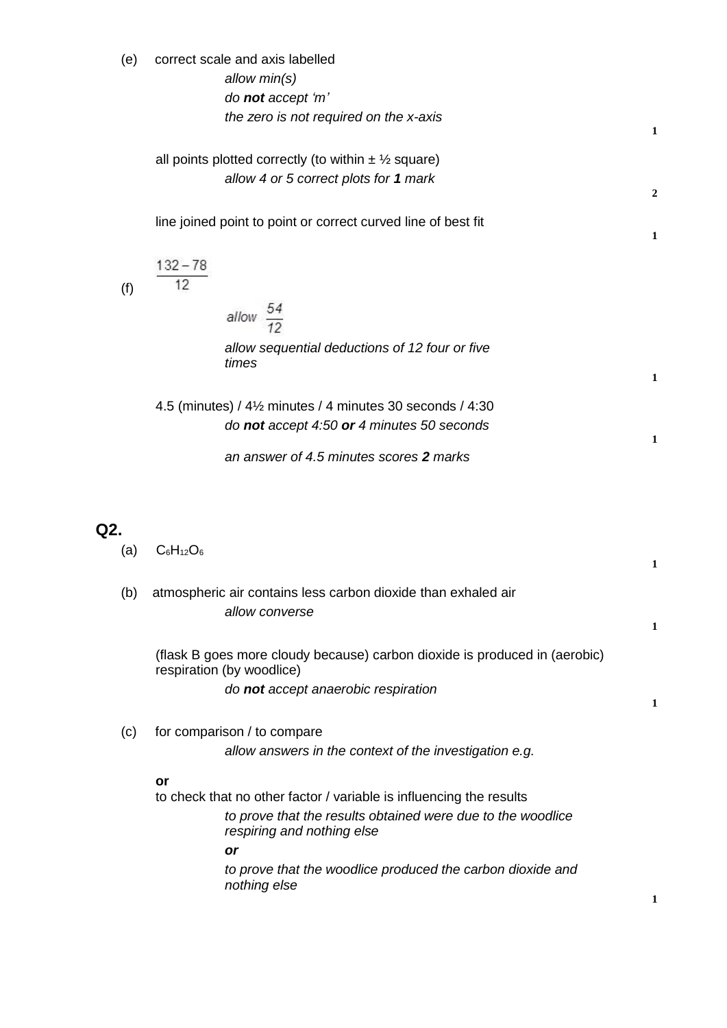(e) correct scale and axis labelled

*allow min(s)*

*do **not** accept 'm'*

*the zero is not required on the x-axis*

**1**

all points plotted correctly (to within ± ½ square)

*allow 4 or 5 correct plots for **1** mark*

**2**

line joined point to point or correct curved line of best fit

**1**

(f) $\frac{132 - 78}{12}$

*allow* $\frac{54}{12}$

*allow sequential deductions of 12 four or five times*

**1**

4.5 (minutes) / 4½ minutes / 4 minutes 30 seconds / 4:30

*do **not** accept 4:50 **or** 4 minutes 50 seconds*

**1**

*an answer of 4.5 minutes scores **2** marks*

## Q2.

(a) $C_6H_{12}O_6$

**1**

(b) atmospheric air contains less carbon dioxide than exhaled air

*allow converse*

**1**

(flask B goes more cloudy because) carbon dioxide is produced in (aerobic) respiration (by woodlice)

*do **not** accept anaerobic respiration*

**1**

(c) for comparison / to compare

*allow answers in the context of the investigation e.g.*

**or**

to check that no other factor / variable is influencing the results

*to prove that the results obtained were due to the woodlice respiring and nothing else*

***or***

*to prove that the woodlice produced the carbon dioxide and nothing else*

**1**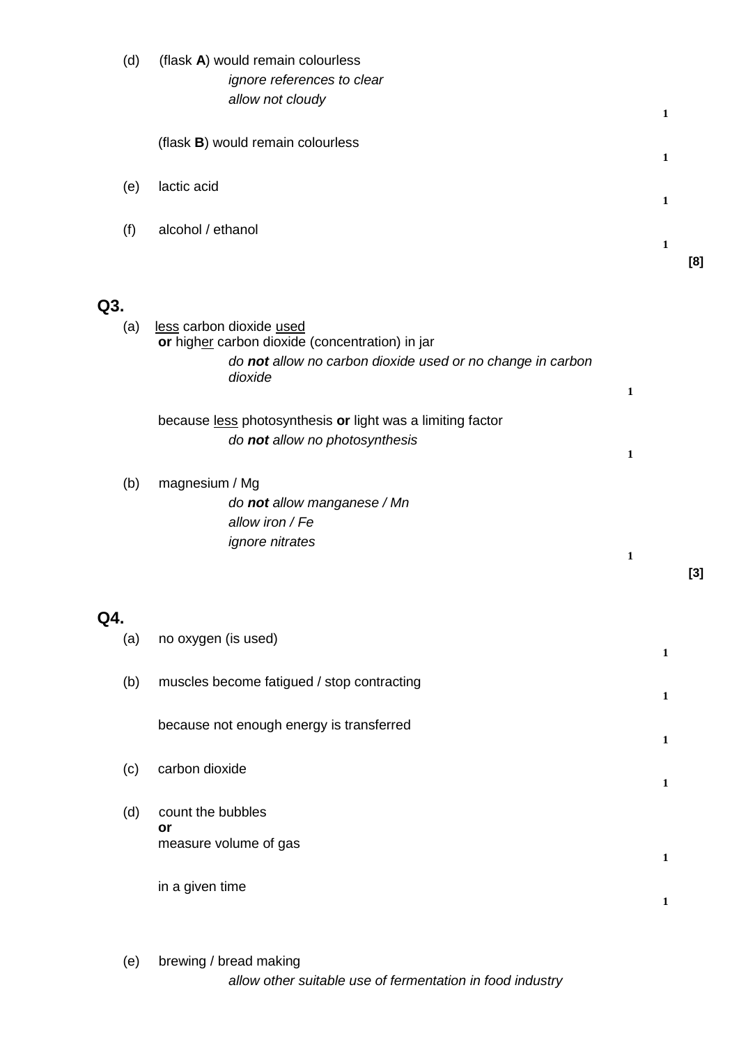(d) (flask **A**) would remain colourless

*ignore references to clear*

*allow not cloudy*

**1**

(flask **B**) would remain colourless

**1**

(e) lactic acid

**1**

(f) alcohol / ethanol

**1**

**[8]**

## Q3.

(a) less carbon dioxide used
**or** higher carbon dioxide (concentration) in jar

*do **not** allow no carbon dioxide used or no change in carbon dioxide*

**1**

because less photosynthesis **or** light was a limiting factor

*do **not** allow no photosynthesis*

**1**

(b) magnesium / Mg

*do **not** allow manganese / Mn*

*allow iron / Fe*

*ignore nitrates*

**1**

**[3]**

## Q4.

(a) no oxygen (is used)

**1**

(b) muscles become fatigued / stop contracting

**1**

because not enough energy is transferred

**1**

(c) carbon dioxide

**1**

(d) count the bubbles
**or**
measure volume of gas

**1**

in a given time

**1**

(e) brewing / bread making

*allow other suitable use of fermentation in food industry*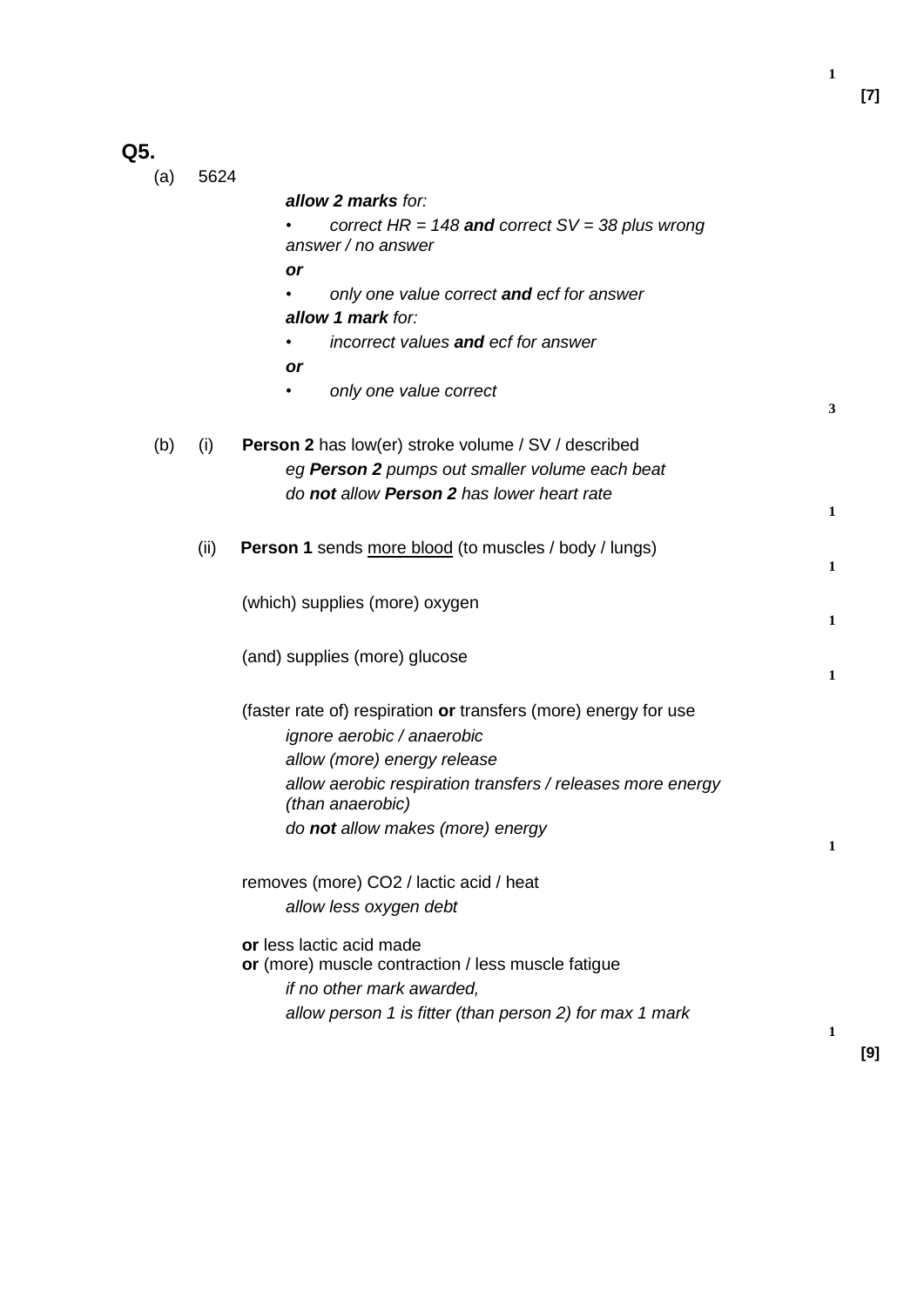1

**[7]**

## Q5.

(a) 5624

*allow 2 marks for:*

- *correct HR = 148 **and** correct SV = 38 plus wrong answer / no answer*

***or***

- *only one value correct **and** ecf for answer*

*allow 1 mark for:*

- *incorrect values **and** ecf for answer*

***or***

- *only one value correct*

3

(b) (i) **Person 2** has low(er) stroke volume / SV / described

*eg **Person 2** pumps out smaller volume each beat*

*do **not** allow **Person 2** has lower heart rate*

1

(ii) **Person 1** sends more blood (to muscles / body / lungs)

1

(which) supplies (more) oxygen

1

(and) supplies (more) glucose

1

(faster rate of) respiration **or** transfers (more) energy for use

*ignore aerobic / anaerobic*

*allow (more) energy release*

*allow aerobic respiration transfers / releases more energy (than anaerobic)*

*do **not** allow makes (more) energy*

1

removes (more) $CO_2$ / lactic acid / heat

*allow less oxygen debt*

**or** less lactic acid made
**or** (more) muscle contraction / less muscle fatigue

*if no other mark awarded,*

*allow person 1 is fitter (than person 2) for max 1 mark*

1

**[9]**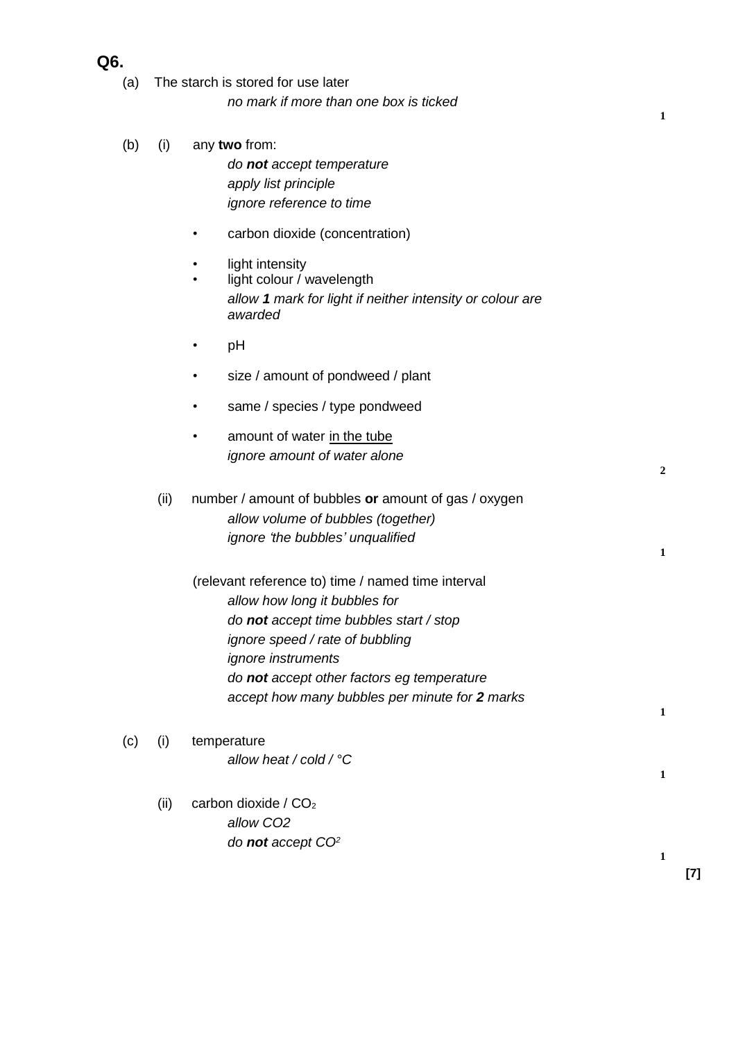## Q6.

(a) The starch is stored for use later

*no mark if more than one box is ticked*

**1**

(b) (i) any **two** from:

*do **not** accept temperature*
*apply list principle*
*ignore reference to time*

- carbon dioxide (concentration)
- light intensity
- light colour / wavelength

  *allow **1** mark for light if neither intensity or colour are awarded*

- pH
- size / amount of pondweed / plant
- same / species / type pondweed
- amount of water in the tube

  *ignore amount of water alone*

**2**

(ii) number / amount of bubbles **or** amount of gas / oxygen

*allow volume of bubbles (together)*
*ignore 'the bubbles' unqualified*

**1**

(relevant reference to) time / named time interval

*allow how long it bubbles for*
*do **not** accept time bubbles start / stop*
*ignore speed / rate of bubbling*
*ignore instruments*
*do **not** accept other factors eg temperature*
*accept how many bubbles per minute for **2** marks*

**1**

(c) (i) temperature

*allow heat / cold / °C*

**1**

(ii) carbon dioxide / $CO_2$

*allow CO2*
*do **not** accept $CO^2$*

**1**

**[7]**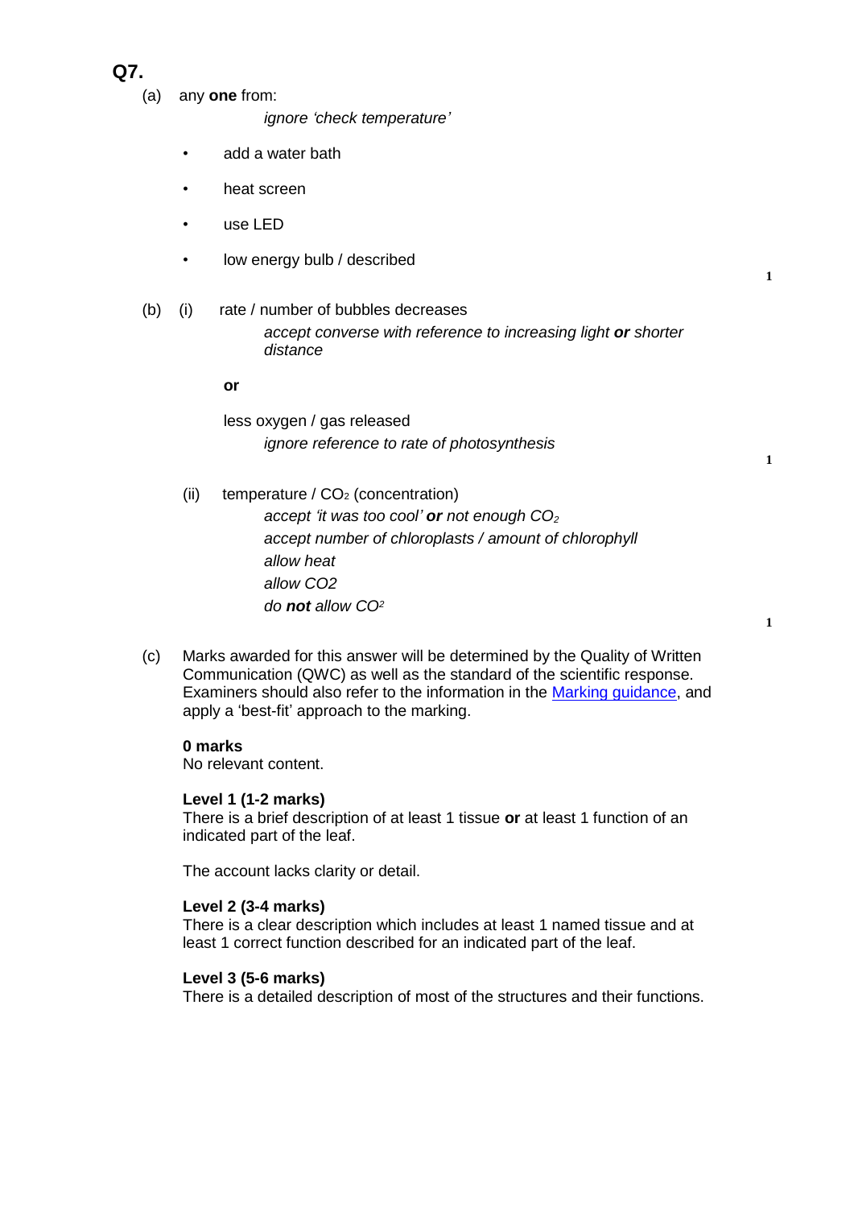## Q7.

(a) any **one** from:

*ignore 'check temperature'*

- add a water bath
- heat screen
- use LED
- low energy bulb / described

1

(b) (i) rate / number of bubbles decreases

*accept converse with reference to increasing light* ***or*** *shorter distance*

**or**

less oxygen / gas released

*ignore reference to rate of photosynthesis*

1

(ii) temperature / $CO_2$ (concentration)

*accept 'it was too cool'* ***or*** *not enough $CO_2$*

*accept number of chloroplasts / amount of chlorophyll*

*allow heat*

*allow CO2*

*do* ***not*** *allow $CO^2$*

1

(c) Marks awarded for this answer will be determined by the Quality of Written Communication (QWC) as well as the standard of the scientific response. Examiners should also refer to the information in the Marking guidance, and apply a 'best-fit' approach to the marking.

**0 marks**
No relevant content.

**Level 1 (1-2 marks)**
There is a brief description of at least 1 tissue **or** at least 1 function of an indicated part of the leaf.

The account lacks clarity or detail.

**Level 2 (3-4 marks)**
There is a clear description which includes at least 1 named tissue and at least 1 correct function described for an indicated part of the leaf.

**Level 3 (5-6 marks)**
There is a detailed description of most of the structures and their functions.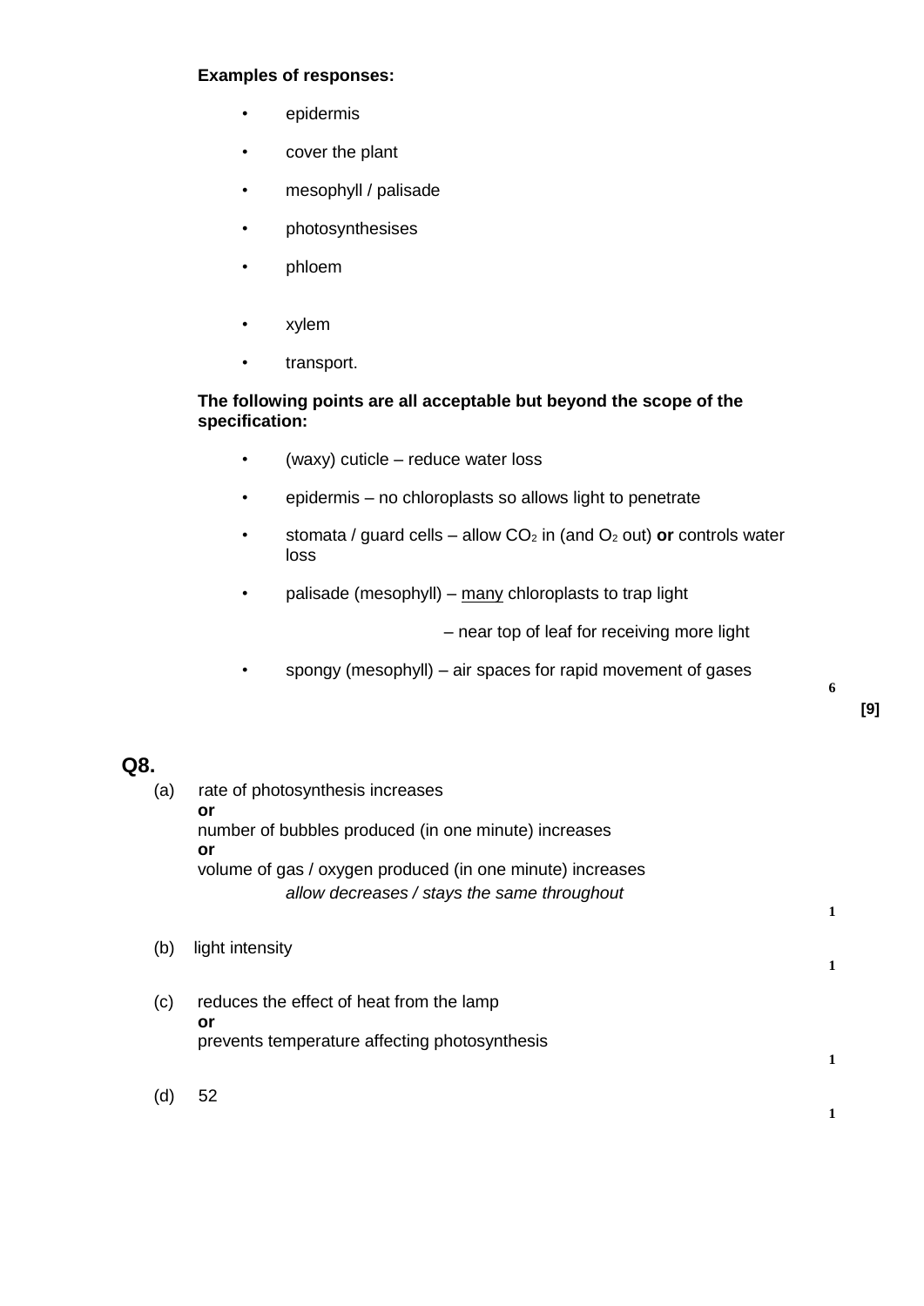**Examples of responses:**

- epidermis
- cover the plant
- mesophyll / palisade
- photosynthesises
- phloem
- xylem
- transport.

**The following points are all acceptable but beyond the scope of the specification:**

- (waxy) cuticle – reduce water loss
- epidermis – no chloroplasts so allows light to penetrate
- stomata / guard cells – allow $CO_2$ in (and $O_2$ out) **or** controls water loss
- palisade (mesophyll) – many chloroplasts to trap light
  – near top of leaf for receiving more light
- spongy (mesophyll) – air spaces for rapid movement of gases

6

**[9]**

## Q8.

(a) rate of photosynthesis increases
**or**
number of bubbles produced (in one minute) increases
**or**
volume of gas / oxygen produced (in one minute) increases

*allow decreases / stays the same throughout*

1

(b) light intensity

1

(c) reduces the effect of heat from the lamp
**or**
prevents temperature affecting photosynthesis

1

(d) 52

1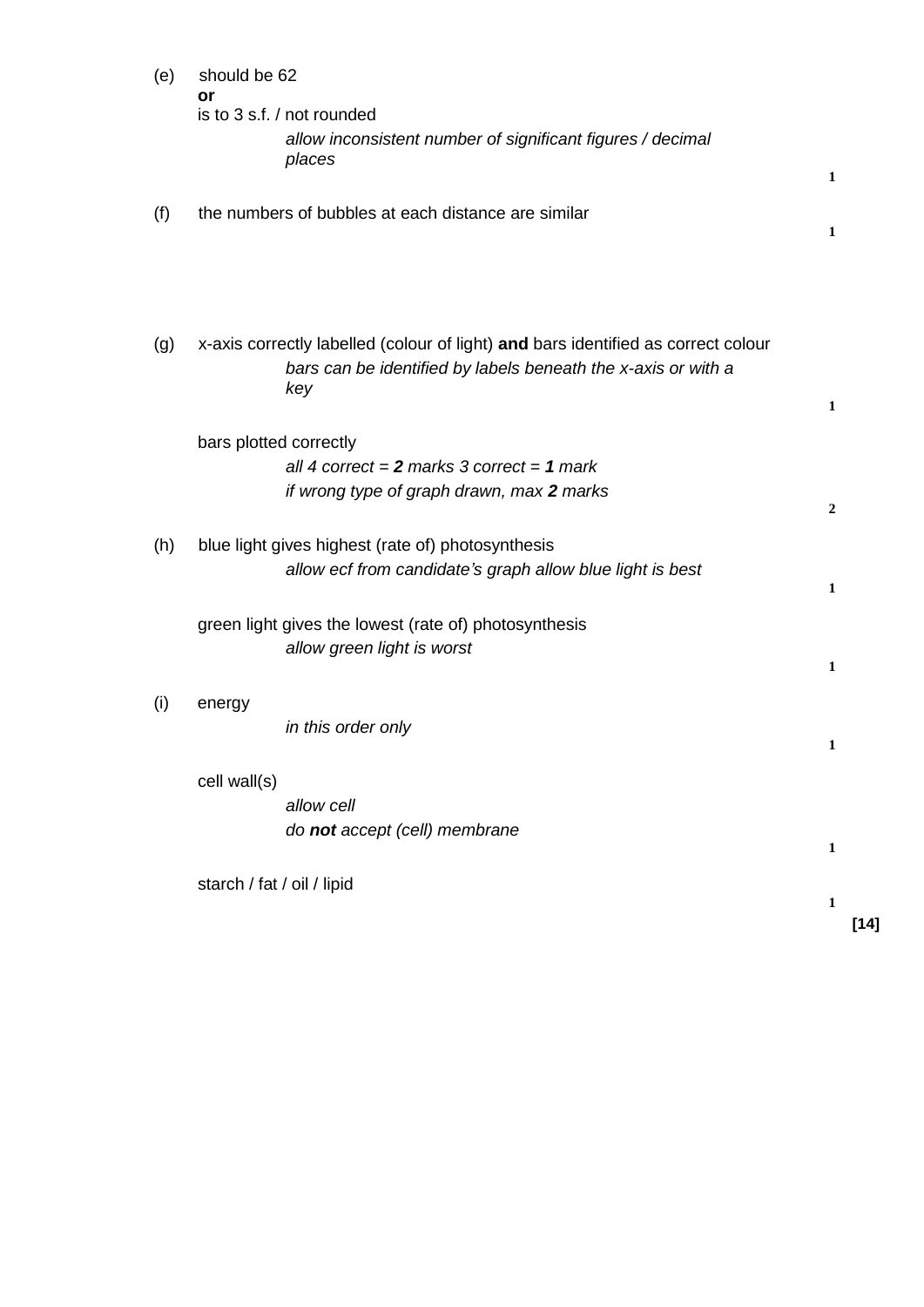(e) should be 62
**or**
is to 3 s.f. / not rounded

*allow inconsistent number of significant figures / decimal places*

**1**

(f) the numbers of bubbles at each distance are similar

**1**

(g) x-axis correctly labelled (colour of light) **and** bars identified as correct colour

*bars can be identified by labels beneath the x-axis or with a key*

**1**

bars plotted correctly

*all 4 correct = **2** marks 3 correct = **1** mark*

*if wrong type of graph drawn, max **2** marks*

**2**

(h) blue light gives highest (rate of) photosynthesis

*allow ecf from candidate's graph allow blue light is best*

**1**

green light gives the lowest (rate of) photosynthesis

*allow green light is worst*

**1**

(i) energy

*in this order only*

**1**

cell wall(s)

*allow cell*

*do **not** accept (cell) membrane*

**1**

starch / fat / oil / lipid

**1**

**[14]**